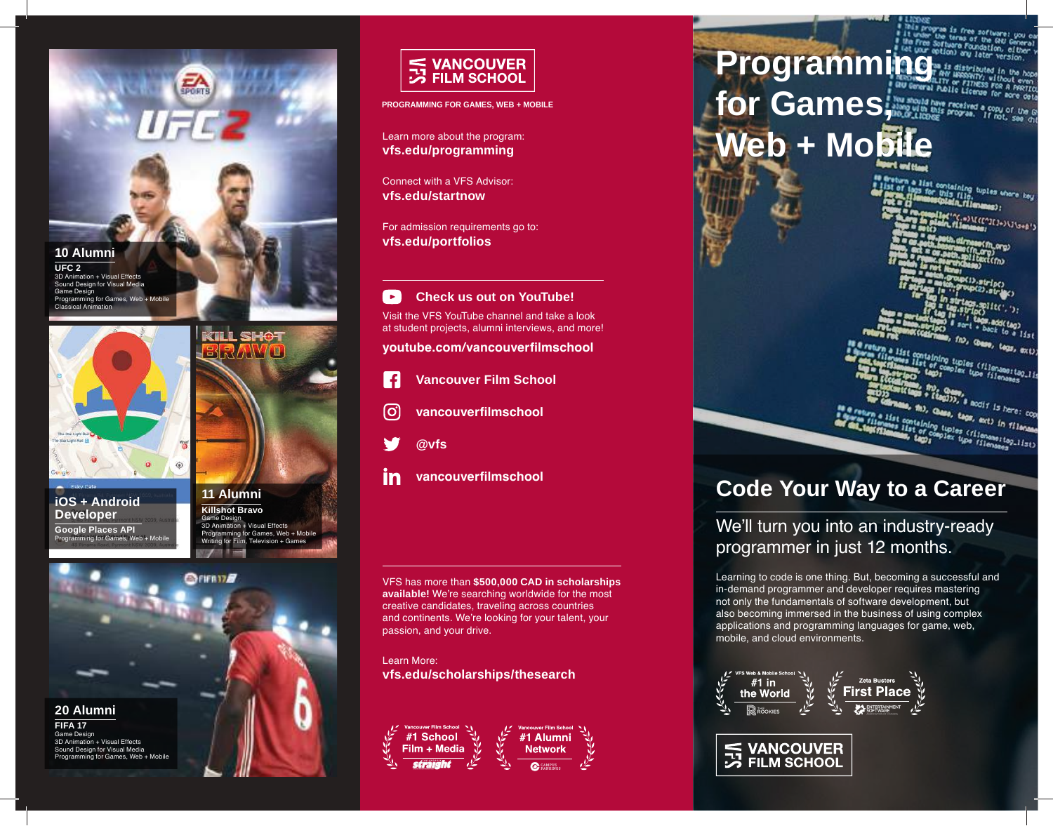# Programming for Games, Web + Mobile

## Code Your Way to a Career

We'll turn you into an industry-ready programmer in just 12 months.

Learning to code is one thing. But, becoming a successful and in-demand programmer and developer requires mastering not only the fundamentals of software development, but also becoming immersed in the business of using complex applications and programming languages for game, web, mobile, and cloud environments.

VFS Web & Mobile School — #1 in the World — The Rookies

Zeta Busters — First Place — Entertainment Software

VANCOUVER FILM SCHOOL

---

VANCOUVER FILM SCHOOL

PROGRAMMING FOR GAMES, WEB + MOBILE

Learn more about the program:
**vfs.edu/programming**

Connect with a VFS Advisor:
**vfs.edu/startnow**

For admission requirements go to:
**vfs.edu/portfolios**

**Check us out on YouTube!**

Visit the VFS YouTube channel and take a look at student projects, alumni interviews, and more!

**youtube.com/vancouverfilmschool**

**Vancouver Film School**

**vancouverfilmschool**

**@vfs**

**vancouverfilmschool**

VFS has more than **$500,000 CAD in scholarships available!** We're searching worldwide for the most creative candidates, traveling across countries and continents. We're looking for your talent, your passion, and your drive.

Learn More:
**vfs.edu/scholarships/thesearch**

Vancouver Film School — #1 School Film + Media — straight

Vancouver Film School — #1 Alumni Network — Campus Rankings

---

**10 Alumni**
UFC 2
3D Animation + Visual Effects
Sound Design for Visual Media
Game Design
Programming for Games, Web + Mobile
Classical Animation

**iOS + Android Developer**
Google Places API
Programming for Games, Web + Mobile

**11 Alumni**
Killshot Bravo
Game Design
3D Animation + Visual Effects
Programming for Games, Web + Mobile
Writing for Film, Television + Games

**20 Alumni**
FIFA 17
Game Design
3D Animation + Visual Effects
Sound Design for Visual Media
Programming for Games, Web + Mobile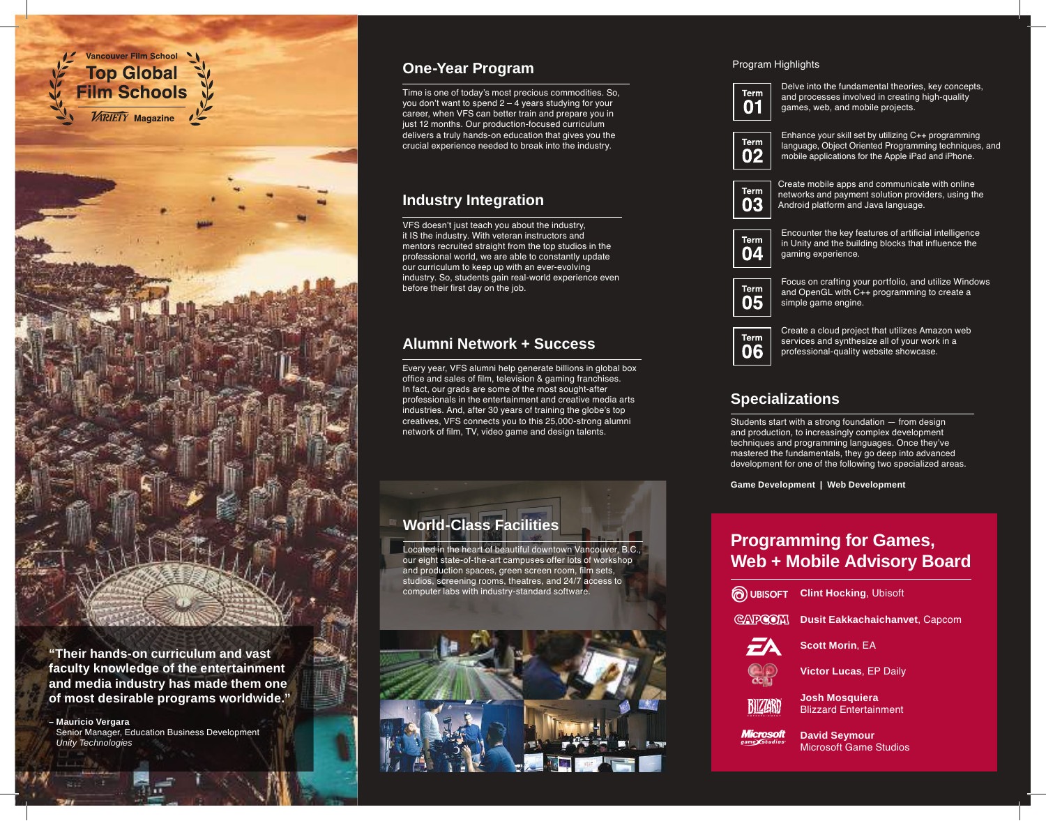Vancouver Film School

**Top Global Film Schools**

*VARIETY* Magazine

**"Their hands-on curriculum and vast faculty knowledge of the entertainment and media industry has made them one of most desirable programs worldwide."**

**– Mauricio Vergara**
Senior Manager, Education Business Development
*Unity Technologies*

## One-Year Program

Time is one of today's most precious commodities. So, you don't want to spend 2 – 4 years studying for your career, when VFS can better train and prepare you in just 12 months. Our production-focused curriculum delivers a truly hands-on education that gives you the crucial experience needed to break into the industry.

## Industry Integration

VFS doesn't just teach you about the industry, it IS the industry. With veteran instructors and mentors recruited straight from the top studios in the professional world, we are able to constantly update our curriculum to keep up with an ever-evolving industry. So, students gain real-world experience even before their first day on the job.

## Alumni Network + Success

Every year, VFS alumni help generate billions in global box office and sales of film, television & gaming franchises. In fact, our grads are some of the most sought-after professionals in the entertainment and creative media arts industries. And, after 30 years of training the globe's top creatives, VFS connects you to this 25,000-strong alumni network of film, TV, video game and design talents.

## World-Class Facilities

Located in the heart of beautiful downtown Vancouver, B.C., our eight state-of-the-art campuses offer lots of workshop and production spaces, green screen room, film sets, studios, screening rooms, theatres, and 24/7 access to computer labs with industry-standard software.

Program Highlights

**Term 01** Delve into the fundamental theories, key concepts, and processes involved in creating high-quality games, web, and mobile projects.

**Term 02** Enhance your skill set by utilizing C++ programming language, Object Oriented Programming techniques, and mobile applications for the Apple iPad and iPhone.

**Term 03** Create mobile apps and communicate with online networks and payment solution providers, using the Android platform and Java language.

**Term 04** Encounter the key features of artificial intelligence in Unity and the building blocks that influence the gaming experience.

**Term 05** Focus on crafting your portfolio, and utilize Windows and OpenGL with C++ programming to create a simple game engine.

**Term 06** Create a cloud project that utilizes Amazon web services and synthesize all of your work in a professional-quality website showcase.

## Specializations

Students start with a strong foundation — from design and production, to increasingly complex development techniques and programming languages. Once they've mastered the fundamentals, they go deep into advanced development for one of the following two specialized areas.

**Game Development | Web Development**

## Programming for Games, Web + Mobile Advisory Board

- **Clint Hocking**, Ubisoft
- **Dusit Eakkachaichanvet**, Capcom
- **Scott Morin**, EA
- **Victor Lucas**, EP Daily
- **Josh Mosquiera**, Blizzard Entertainment
- **David Seymour**, Microsoft Game Studios